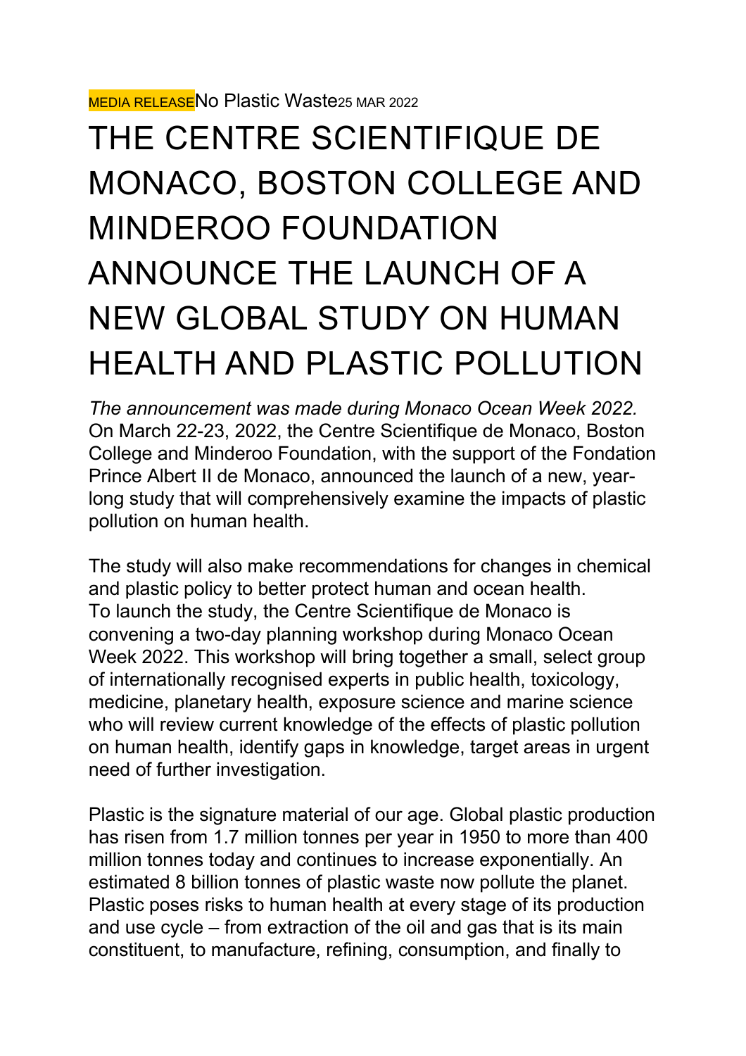MEDIA RELEASE No Plastic Waste 25 MAR 2022

# THE CENTRE SCIENTIFIQUE DE MONACO, BOSTON COLLEGE AND MINDEROO FOUNDATION ANNOUNCE THE LAUNCH OF A NEW GLOBAL STUDY ON HUMAN HEALTH AND PLASTIC POLLUTION

*The announcement was made during Monaco Ocean Week 2022.*
On March 22-23, 2022, the Centre Scientifique de Monaco, Boston College and Minderoo Foundation, with the support of the Fondation Prince Albert II de Monaco, announced the launch of a new, year-long study that will comprehensively examine the impacts of plastic pollution on human health.

The study will also make recommendations for changes in chemical and plastic policy to better protect human and ocean health.
To launch the study, the Centre Scientifique de Monaco is convening a two-day planning workshop during Monaco Ocean Week 2022. This workshop will bring together a small, select group of internationally recognised experts in public health, toxicology, medicine, planetary health, exposure science and marine science who will review current knowledge of the effects of plastic pollution on human health, identify gaps in knowledge, target areas in urgent need of further investigation.

Plastic is the signature material of our age. Global plastic production has risen from 1.7 million tonnes per year in 1950 to more than 400 million tonnes today and continues to increase exponentially. An estimated 8 billion tonnes of plastic waste now pollute the planet. Plastic poses risks to human health at every stage of its production and use cycle – from extraction of the oil and gas that is its main constituent, to manufacture, refining, consumption, and finally to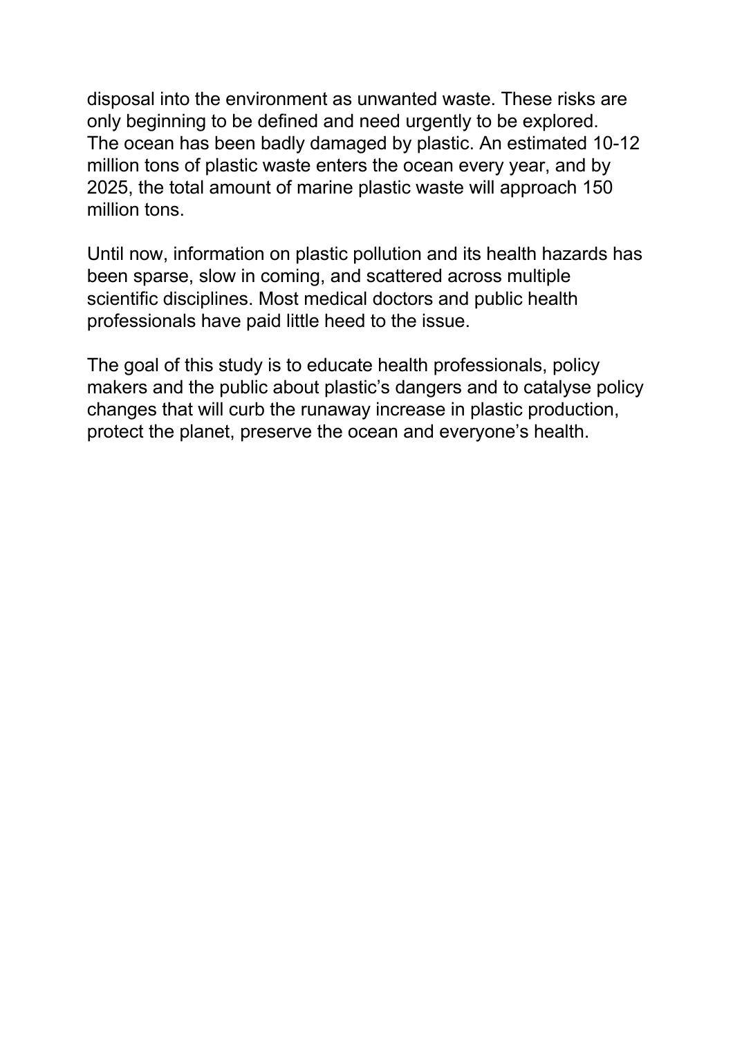disposal into the environment as unwanted waste. These risks are only beginning to be defined and need urgently to be explored. The ocean has been badly damaged by plastic. An estimated 10-12 million tons of plastic waste enters the ocean every year, and by 2025, the total amount of marine plastic waste will approach 150 million tons.

Until now, information on plastic pollution and its health hazards has been sparse, slow in coming, and scattered across multiple scientific disciplines. Most medical doctors and public health professionals have paid little heed to the issue.

The goal of this study is to educate health professionals, policy makers and the public about plastic's dangers and to catalyse policy changes that will curb the runaway increase in plastic production, protect the planet, preserve the ocean and everyone's health.